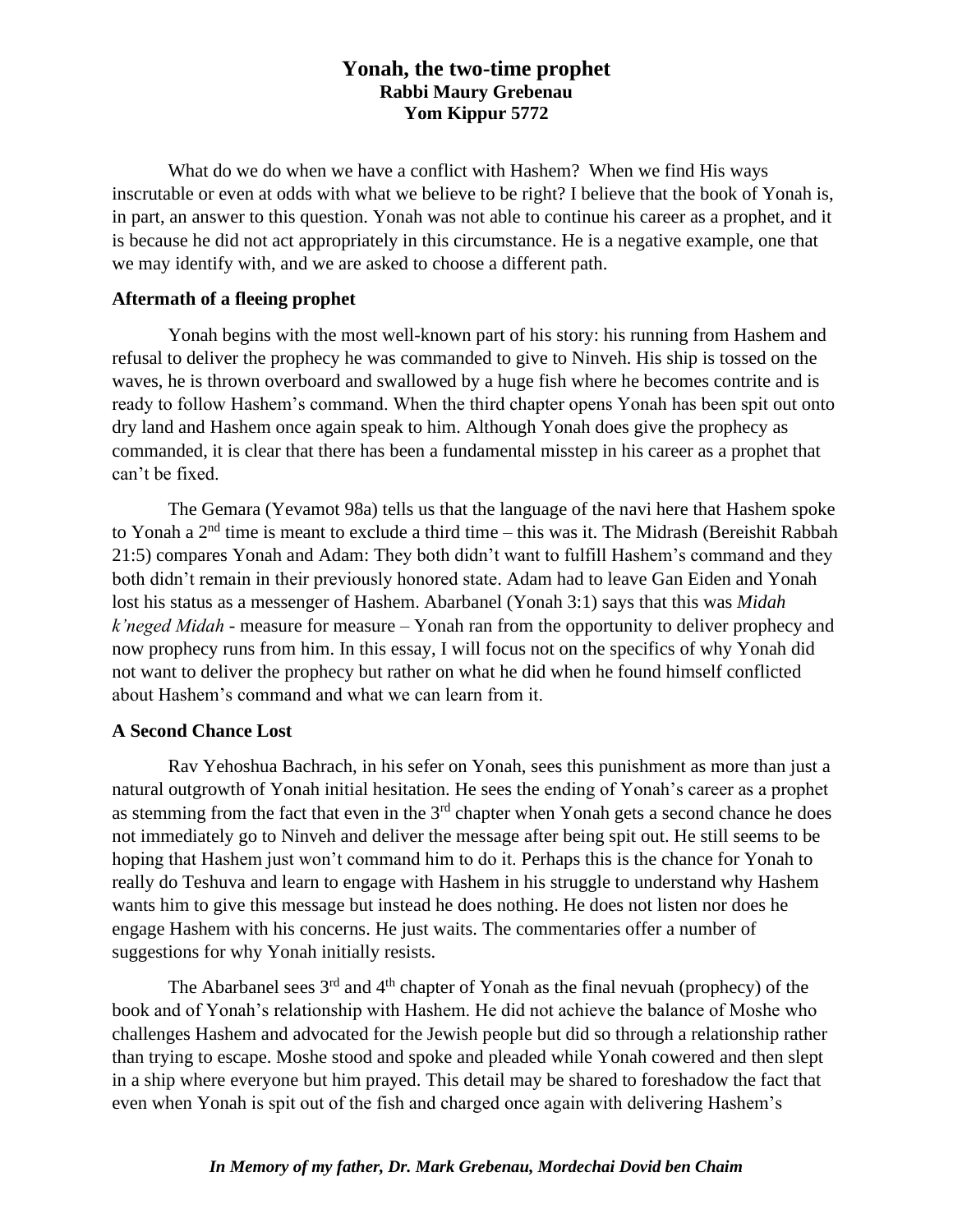# Yonah, the two-time prophet

**Rabbi Maury Grebenau**

**Yom Kippur 5772**

What do we do when we have a conflict with Hashem? When we find His ways inscrutable or even at odds with what we believe to be right? I believe that the book of Yonah is, in part, an answer to this question. Yonah was not able to continue his career as a prophet, and it is because he did not act appropriately in this circumstance. He is a negative example, one that we may identify with, and we are asked to choose a different path.

### Aftermath of a fleeing prophet

Yonah begins with the most well-known part of his story: his running from Hashem and refusal to deliver the prophecy he was commanded to give to Ninveh. His ship is tossed on the waves, he is thrown overboard and swallowed by a huge fish where he becomes contrite and is ready to follow Hashem's command. When the third chapter opens Yonah has been spit out onto dry land and Hashem once again speak to him. Although Yonah does give the prophecy as commanded, it is clear that there has been a fundamental misstep in his career as a prophet that can't be fixed.

The Gemara (Yevamot 98a) tells us that the language of the navi here that Hashem spoke to Yonah a 2nd time is meant to exclude a third time – this was it. The Midrash (Bereishit Rabbah 21:5) compares Yonah and Adam: They both didn't want to fulfill Hashem's command and they both didn't remain in their previously honored state. Adam had to leave Gan Eiden and Yonah lost his status as a messenger of Hashem. Abarbanel (Yonah 3:1) says that this was *Midah k'neged Midah* - measure for measure – Yonah ran from the opportunity to deliver prophecy and now prophecy runs from him. In this essay, I will focus not on the specifics of why Yonah did not want to deliver the prophecy but rather on what he did when he found himself conflicted about Hashem's command and what we can learn from it.

### A Second Chance Lost

Rav Yehoshua Bachrach, in his sefer on Yonah, sees this punishment as more than just a natural outgrowth of Yonah initial hesitation. He sees the ending of Yonah's career as a prophet as stemming from the fact that even in the 3rd chapter when Yonah gets a second chance he does not immediately go to Ninveh and deliver the message after being spit out. He still seems to be hoping that Hashem just won't command him to do it. Perhaps this is the chance for Yonah to really do Teshuva and learn to engage with Hashem in his struggle to understand why Hashem wants him to give this message but instead he does nothing. He does not listen nor does he engage Hashem with his concerns. He just waits. The commentaries offer a number of suggestions for why Yonah initially resists.

The Abarbanel sees 3rd and 4th chapter of Yonah as the final nevuah (prophecy) of the book and of Yonah's relationship with Hashem. He did not achieve the balance of Moshe who challenges Hashem and advocated for the Jewish people but did so through a relationship rather than trying to escape. Moshe stood and spoke and pleaded while Yonah cowered and then slept in a ship where everyone but him prayed. This detail may be shared to foreshadow the fact that even when Yonah is spit out of the fish and charged once again with delivering Hashem's

***In Memory of my father, Dr. Mark Grebenau, Mordechai Dovid ben Chaim***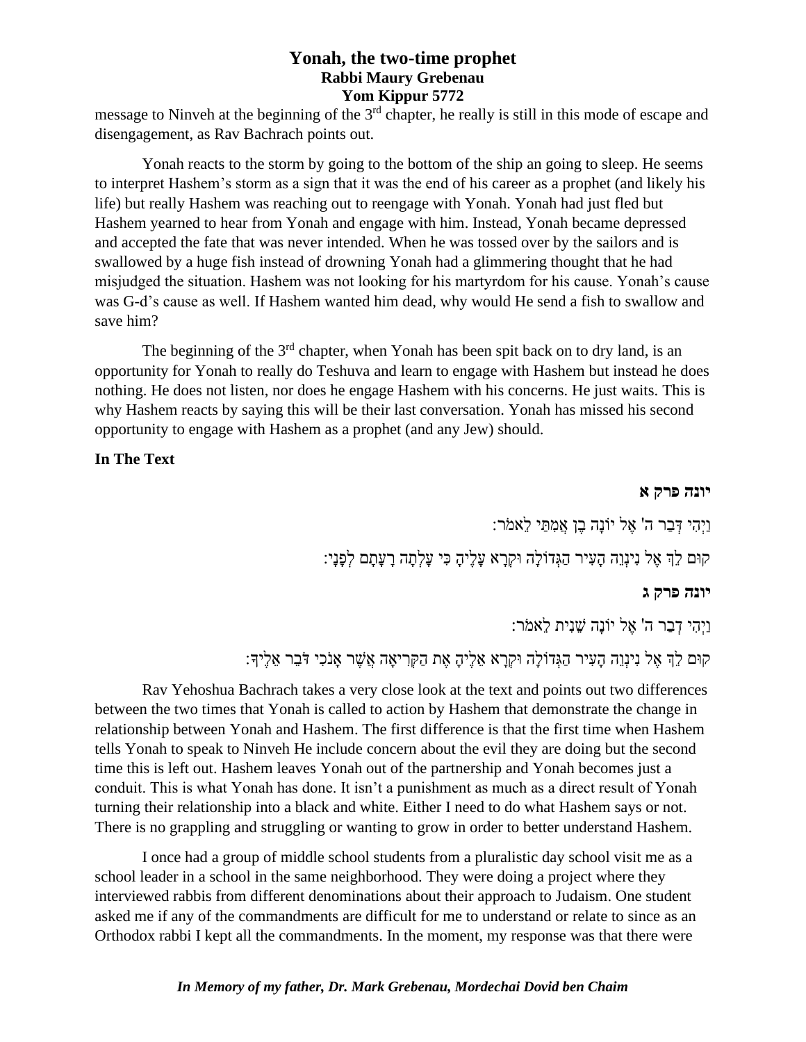message to Ninveh at the beginning of the 3rd chapter, he really is still in this mode of escape and disengagement, as Rav Bachrach points out.

Yonah reacts to the storm by going to the bottom of the ship an going to sleep. He seems to interpret Hashem's storm as a sign that it was the end of his career as a prophet (and likely his life) but really Hashem was reaching out to reengage with Yonah. Yonah had just fled but Hashem yearned to hear from Yonah and engage with him. Instead, Yonah became depressed and accepted the fate that was never intended. When he was tossed over by the sailors and is swallowed by a huge fish instead of drowning Yonah had a glimmering thought that he had misjudged the situation. Hashem was not looking for his martyrdom for his cause. Yonah's cause was G-d's cause as well. If Hashem wanted him dead, why would He send a fish to swallow and save him?

The beginning of the 3rd chapter, when Yonah has been spit back on to dry land, is an opportunity for Yonah to really do Teshuva and learn to engage with Hashem but instead he does nothing. He does not listen, nor does he engage Hashem with his concerns. He just waits. This is why Hashem reacts by saying this will be their last conversation. Yonah has missed his second opportunity to engage with Hashem as a prophet (and any Jew) should.

**In The Text**

**יונה פרק א**

וַיְהִי דְּבַר ה' אֶל יוֹנָה בֶן אֲמִתַּי לֵאמֹר:

קוּם לֵךְ אֶל נִינְוֵה הָעִיר הַגְּדוֹלָה וּקְרָא עָלֶיהָ כִּי עָלְתָה רָעָתָם לְפָנָי:

**יונה פרק ג**

וַיְהִי דְבַר ה' אֶל יוֹנָה שֵׁנִית לֵאמֹר:

קוּם לֵךְ אֶל נִינְוֵה הָעִיר הַגְּדוֹלָה וּקְרָא אֵלֶיהָ אֶת הַקְּרִיאָה אֲשֶׁר אָנֹכִי דֹּבֵר אֵלֶיךָ:

Rav Yehoshua Bachrach takes a very close look at the text and points out two differences between the two times that Yonah is called to action by Hashem that demonstrate the change in relationship between Yonah and Hashem. The first difference is that the first time when Hashem tells Yonah to speak to Ninveh He include concern about the evil they are doing but the second time this is left out. Hashem leaves Yonah out of the partnership and Yonah becomes just a conduit. This is what Yonah has done. It isn't a punishment as much as a direct result of Yonah turning their relationship into a black and white. Either I need to do what Hashem says or not. There is no grappling and struggling or wanting to grow in order to better understand Hashem.

I once had a group of middle school students from a pluralistic day school visit me as a school leader in a school in the same neighborhood. They were doing a project where they interviewed rabbis from different denominations about their approach to Judaism. One student asked me if any of the commandments are difficult for me to understand or relate to since as an Orthodox rabbi I kept all the commandments. In the moment, my response was that there were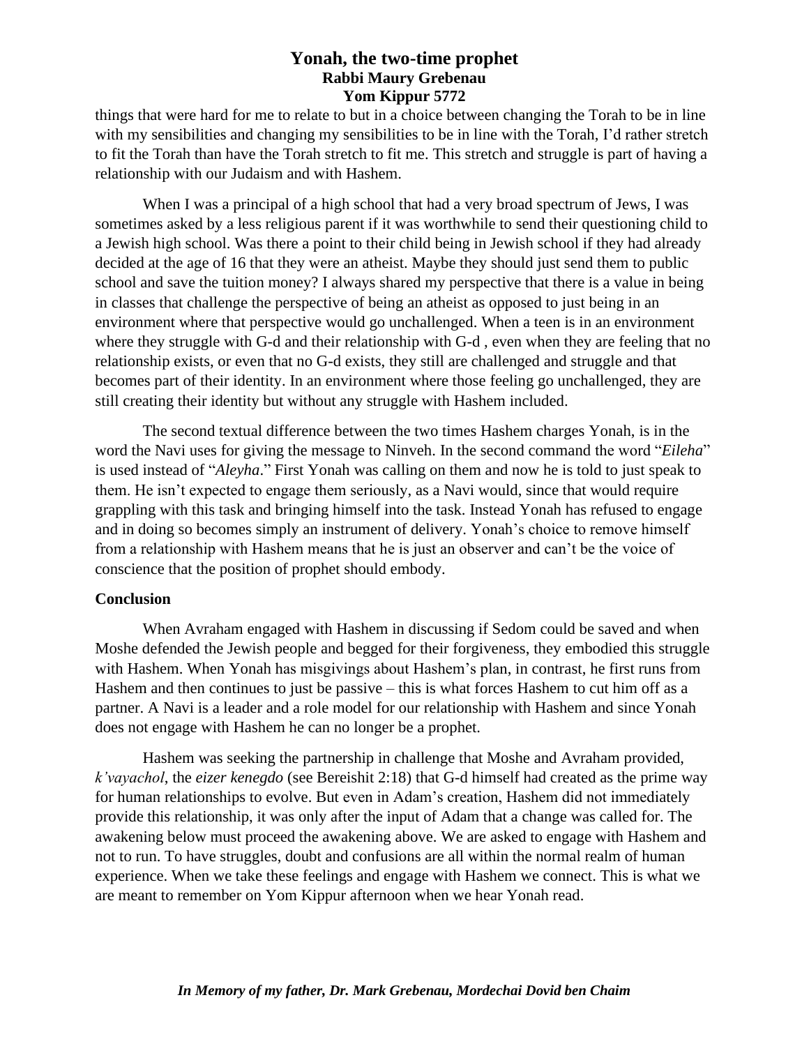things that were hard for me to relate to but in a choice between changing the Torah to be in line with my sensibilities and changing my sensibilities to be in line with the Torah, I'd rather stretch to fit the Torah than have the Torah stretch to fit me. This stretch and struggle is part of having a relationship with our Judaism and with Hashem.

When I was a principal of a high school that had a very broad spectrum of Jews, I was sometimes asked by a less religious parent if it was worthwhile to send their questioning child to a Jewish high school. Was there a point to their child being in Jewish school if they had already decided at the age of 16 that they were an atheist. Maybe they should just send them to public school and save the tuition money? I always shared my perspective that there is a value in being in classes that challenge the perspective of being an atheist as opposed to just being in an environment where that perspective would go unchallenged. When a teen is in an environment where they struggle with G-d and their relationship with G-d , even when they are feeling that no relationship exists, or even that no G-d exists, they still are challenged and struggle and that becomes part of their identity. In an environment where those feeling go unchallenged, they are still creating their identity but without any struggle with Hashem included.

The second textual difference between the two times Hashem charges Yonah, is in the word the Navi uses for giving the message to Ninveh. In the second command the word "*Eileha*" is used instead of "*Aleyha*." First Yonah was calling on them and now he is told to just speak to them. He isn't expected to engage them seriously, as a Navi would, since that would require grappling with this task and bringing himself into the task. Instead Yonah has refused to engage and in doing so becomes simply an instrument of delivery. Yonah's choice to remove himself from a relationship with Hashem means that he is just an observer and can't be the voice of conscience that the position of prophet should embody.

**Conclusion**

When Avraham engaged with Hashem in discussing if Sedom could be saved and when Moshe defended the Jewish people and begged for their forgiveness, they embodied this struggle with Hashem. When Yonah has misgivings about Hashem's plan, in contrast, he first runs from Hashem and then continues to just be passive – this is what forces Hashem to cut him off as a partner. A Navi is a leader and a role model for our relationship with Hashem and since Yonah does not engage with Hashem he can no longer be a prophet.

Hashem was seeking the partnership in challenge that Moshe and Avraham provided, *k'vayachol*, the *eizer kenegdo* (see Bereishit 2:18) that G-d himself had created as the prime way for human relationships to evolve. But even in Adam's creation, Hashem did not immediately provide this relationship, it was only after the input of Adam that a change was called for. The awakening below must proceed the awakening above. We are asked to engage with Hashem and not to run. To have struggles, doubt and confusions are all within the normal realm of human experience. When we take these feelings and engage with Hashem we connect. This is what we are meant to remember on Yom Kippur afternoon when we hear Yonah read.

***In Memory of my father, Dr. Mark Grebenau, Mordechai Dovid ben Chaim***